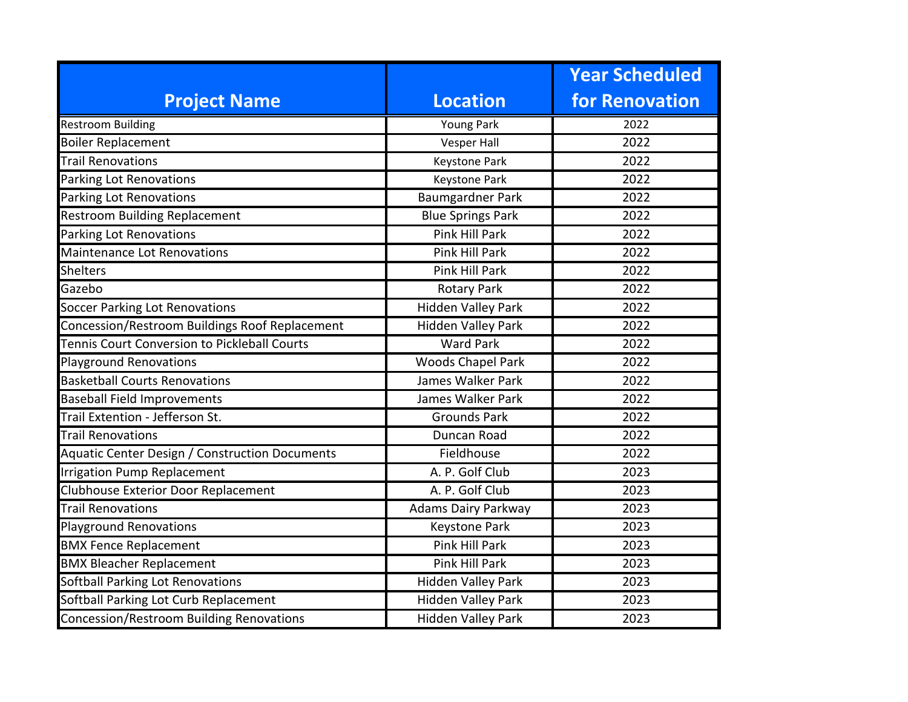| Project Name | Location | Year Scheduled for Renovation |
|---|---|---|
| Restroom Building | Young Park | 2022 |
| Boiler Replacement | Vesper Hall | 2022 |
| Trail Renovations | Keystone Park | 2022 |
| Parking Lot Renovations | Keystone Park | 2022 |
| Parking Lot Renovations | Baumgardner Park | 2022 |
| Restroom Building Replacement | Blue Springs Park | 2022 |
| Parking Lot Renovations | Pink Hill Park | 2022 |
| Maintenance Lot Renovations | Pink Hill Park | 2022 |
| Shelters | Pink Hill Park | 2022 |
| Gazebo | Rotary Park | 2022 |
| Soccer Parking Lot Renovations | Hidden Valley Park | 2022 |
| Concession/Restroom Buildings Roof Replacement | Hidden Valley Park | 2022 |
| Tennis Court Conversion to Pickleball Courts | Ward Park | 2022 |
| Playground Renovations | Woods Chapel Park | 2022 |
| Basketball Courts Renovations | James Walker Park | 2022 |
| Baseball Field Improvements | James Walker Park | 2022 |
| Trail Extention - Jefferson St. | Grounds Park | 2022 |
| Trail Renovations | Duncan Road | 2022 |
| Aquatic Center Design / Construction Documents | Fieldhouse | 2022 |
| Irrigation Pump Replacement | A. P. Golf Club | 2023 |
| Clubhouse Exterior Door Replacement | A. P. Golf Club | 2023 |
| Trail Renovations | Adams Dairy Parkway | 2023 |
| Playground Renovations | Keystone Park | 2023 |
| BMX Fence Replacement | Pink Hill Park | 2023 |
| BMX Bleacher Replacement | Pink Hill Park | 2023 |
| Softball Parking Lot Renovations | Hidden Valley Park | 2023 |
| Softball Parking Lot Curb Replacement | Hidden Valley Park | 2023 |
| Concession/Restroom Building Renovations | Hidden Valley Park | 2023 |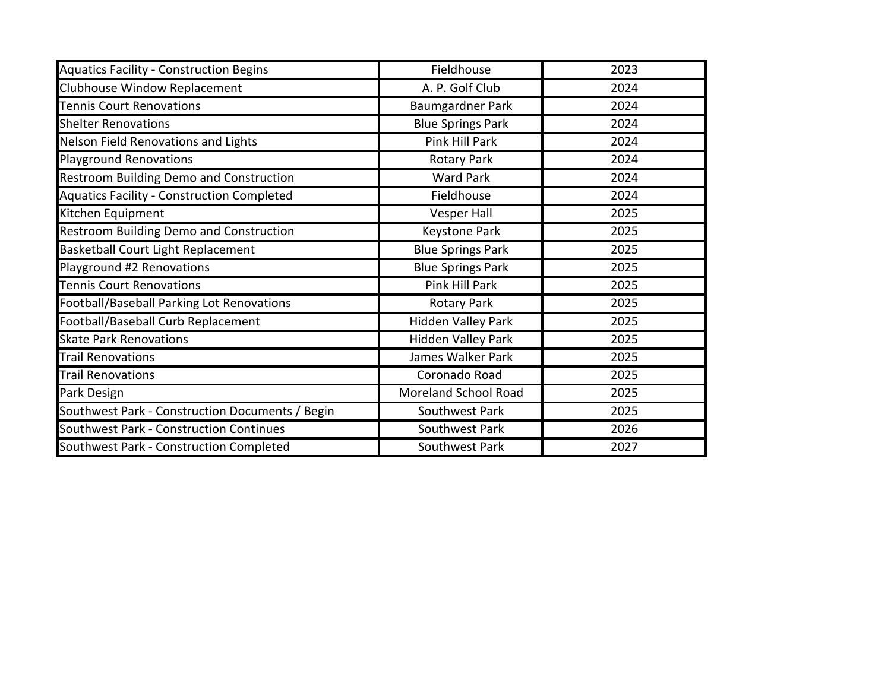| | | |
|---|---|---|
| Aquatics Facility - Construction Begins | Fieldhouse | 2023 |
| Clubhouse Window Replacement | A. P. Golf Club | 2024 |
| Tennis Court Renovations | Baumgardner Park | 2024 |
| Shelter Renovations | Blue Springs Park | 2024 |
| Nelson Field Renovations and Lights | Pink Hill Park | 2024 |
| Playground Renovations | Rotary Park | 2024 |
| Restroom Building Demo and Construction | Ward Park | 2024 |
| Aquatics Facility - Construction Completed | Fieldhouse | 2024 |
| Kitchen Equipment | Vesper Hall | 2025 |
| Restroom Building Demo and Construction | Keystone Park | 2025 |
| Basketball Court Light Replacement | Blue Springs Park | 2025 |
| Playground #2 Renovations | Blue Springs Park | 2025 |
| Tennis Court Renovations | Pink Hill Park | 2025 |
| Football/Baseball Parking Lot Renovations | Rotary Park | 2025 |
| Football/Baseball Curb Replacement | Hidden Valley Park | 2025 |
| Skate Park Renovations | Hidden Valley Park | 2025 |
| Trail Renovations | James Walker Park | 2025 |
| Trail Renovations | Coronado Road | 2025 |
| Park Design | Moreland School Road | 2025 |
| Southwest Park - Construction Documents / Begin | Southwest Park | 2025 |
| Southwest Park - Construction Continues | Southwest Park | 2026 |
| Southwest Park - Construction Completed | Southwest Park | 2027 |